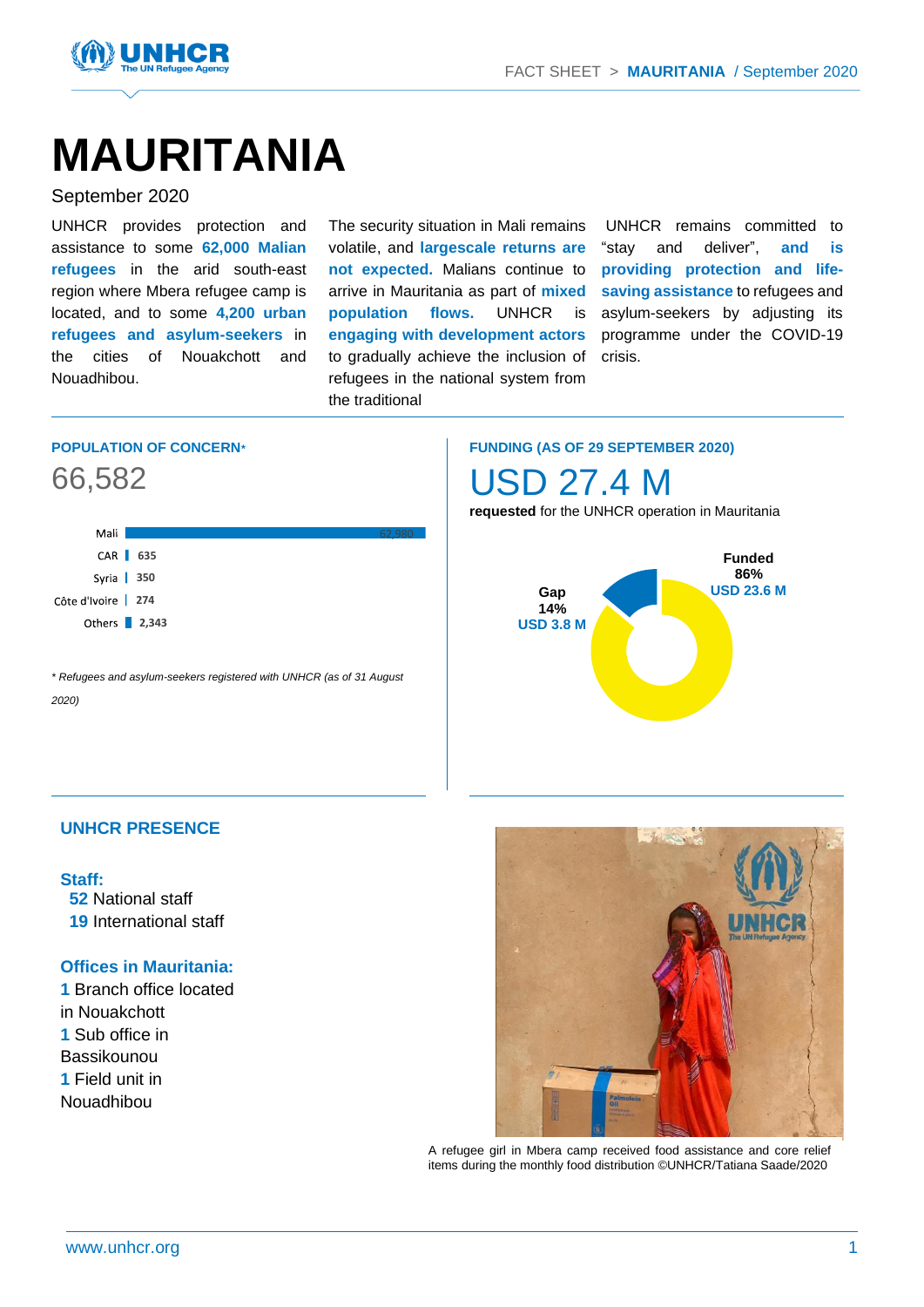# MAURITANIA

September 2020

UNHCR provides protection and assistance to some **62,000 Malian refugees** in the arid south-east region where Mbera refugee camp is located, and to some **4,200 urban refugees and asylum-seekers** in the cities of Nouakchott and Nouadhibou.

The security situation in Mali remains volatile, and **largescale returns are not expected.** Malians continue to arrive in Mauritania as part of **mixed population flows.** UNHCR is **engaging with development actors** to gradually achieve the inclusion of refugees in the national system from the traditional

UNHCR remains committed to "stay and deliver", **and is providing protection and life-saving assistance** to refugees and asylum-seekers by adjusting its programme under the COVID-19 crisis.

## POPULATION OF CONCERN*

66,582

| Country | Number |
|---|---|
| Mali | 62,980 |
| CAR | 635 |
| Syria | 350 |
| Côte d'Ivoire | 274 |
| Others | 2,343 |

*\* Refugees and asylum-seekers registered with UNHCR (as of 31 August 2020)*

## FUNDING (AS OF 29 SEPTEMBER 2020)

USD 27.4 M

**requested** for the UNHCR operation in Mauritania

**Funded** 86% USD 23.6 M

**Gap** 14% USD 3.8 M

## UNHCR PRESENCE

**Staff:**

**52** National staff
**19** International staff

**Offices in Mauritania:**

**1** Branch office located in Nouakchott
**1** Sub office in Bassikounou
**1** Field unit in Nouadhibou

A refugee girl in Mbera camp received food assistance and core relief items during the monthly food distribution ©UNHCR/Tatiana Saade/2020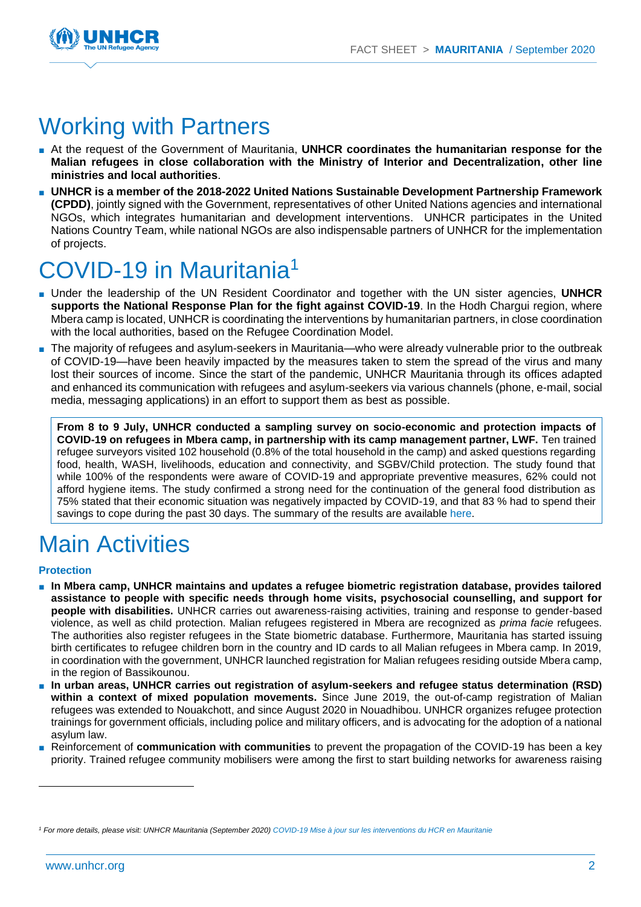# Working with Partners

- At the request of the Government of Mauritania, **UNHCR coordinates the humanitarian response for the Malian refugees in close collaboration with the Ministry of Interior and Decentralization, other line ministries and local authorities**.
- **UNHCR is a member of the 2018-2022 United Nations Sustainable Development Partnership Framework (CPDD)**, jointly signed with the Government, representatives of other United Nations agencies and international NGOs, which integrates humanitarian and development interventions. UNHCR participates in the United Nations Country Team, while national NGOs are also indispensable partners of UNHCR for the implementation of projects.

# COVID-19 in Mauritania[1]

- Under the leadership of the UN Resident Coordinator and together with the UN sister agencies, **UNHCR supports the National Response Plan for the fight against COVID-19**. In the Hodh Chargui region, where Mbera camp is located, UNHCR is coordinating the interventions by humanitarian partners, in close coordination with the local authorities, based on the Refugee Coordination Model.
- The majority of refugees and asylum-seekers in Mauritania—who were already vulnerable prior to the outbreak of COVID-19—have been heavily impacted by the measures taken to stem the spread of the virus and many lost their sources of income. Since the start of the pandemic, UNHCR Mauritania through its offices adapted and enhanced its communication with refugees and asylum-seekers via various channels (phone, e-mail, social media, messaging applications) in an effort to support them as best as possible.

**From 8 to 9 July, UNHCR conducted a sampling survey on socio-economic and protection impacts of COVID-19 on refugees in Mbera camp, in partnership with its camp management partner, LWF.** Ten trained refugee surveyors visited 102 household (0.8% of the total household in the camp) and asked questions regarding food, health, WASH, livelihoods, education and connectivity, and SGBV/Child protection. The study found that while 100% of the respondents were aware of COVID-19 and appropriate preventive measures, 62% could not afford hygiene items. The study confirmed a strong need for the continuation of the general food distribution as 75% stated that their economic situation was negatively impacted by COVID-19, and that 83 % had to spend their savings to cope during the past 30 days. The summary of the results are available here.

# Main Activities

### Protection

- **In Mbera camp, UNHCR maintains and updates a refugee biometric registration database, provides tailored assistance to people with specific needs through home visits, psychosocial counselling, and support for people with disabilities.** UNHCR carries out awareness-raising activities, training and response to gender-based violence, as well as child protection. Malian refugees registered in Mbera are recognized as *prima facie* refugees. The authorities also register refugees in the State biometric database. Furthermore, Mauritania has started issuing birth certificates to refugee children born in the country and ID cards to all Malian refugees in Mbera camp. In 2019, in coordination with the government, UNHCR launched registration for Malian refugees residing outside Mbera camp, in the region of Bassikounou.
- **In urban areas, UNHCR carries out registration of asylum-seekers and refugee status determination (RSD) within a context of mixed population movements.** Since June 2019, the out-of-camp registration of Malian refugees was extended to Nouakchott, and since August 2020 in Nouadhibou. UNHCR organizes refugee protection trainings for government officials, including police and military officers, and is advocating for the adoption of a national asylum law.
- Reinforcement of **communication with communities** to prevent the propagation of the COVID-19 has been a key priority. Trained refugee community mobilisers were among the first to start building networks for awareness raising

[1] *For more details, please visit: UNHCR Mauritania (September 2020) COVID-19 Mise à jour sur les interventions du HCR en Mauritanie*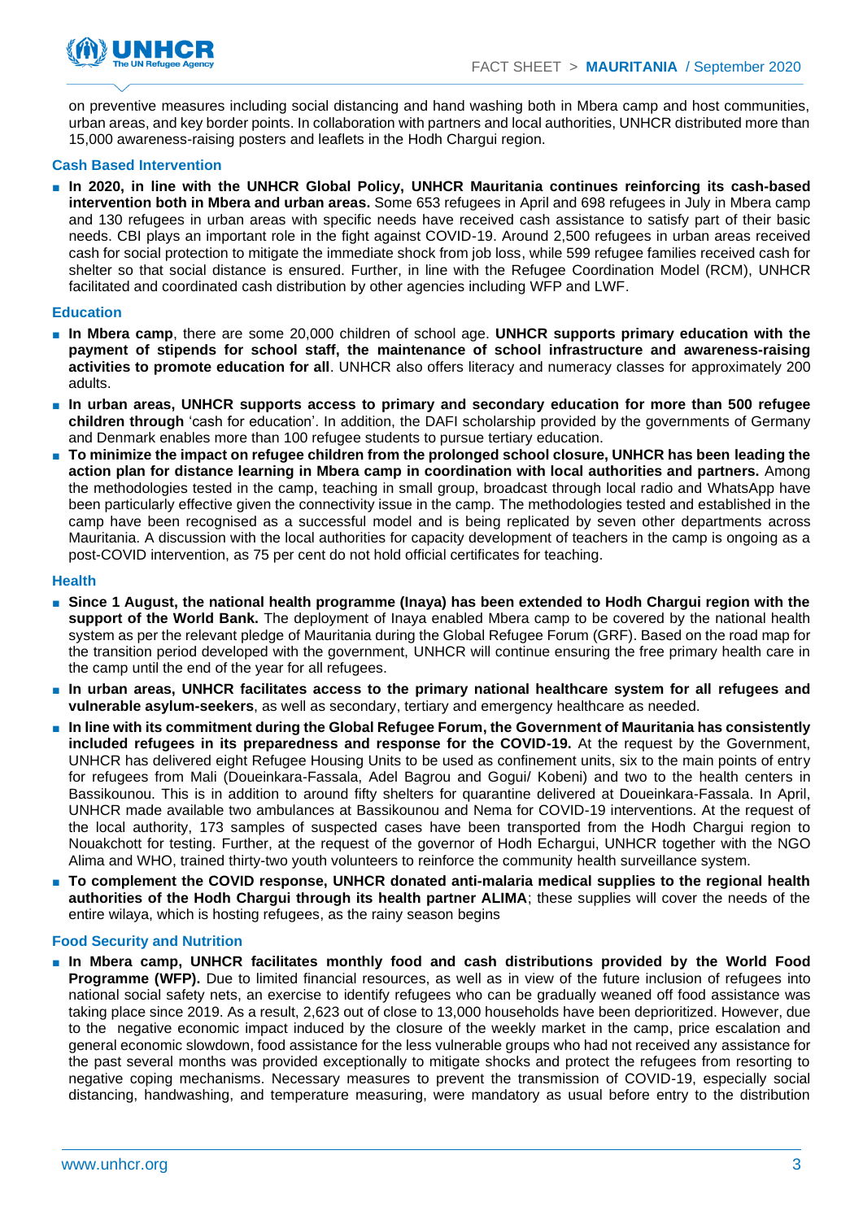on preventive measures including social distancing and hand washing both in Mbera camp and host communities, urban areas, and key border points. In collaboration with partners and local authorities, UNHCR distributed more than 15,000 awareness-raising posters and leaflets in the Hodh Chargui region.

### Cash Based Intervention

- **In 2020, in line with the UNHCR Global Policy, UNHCR Mauritania continues reinforcing its cash-based intervention both in Mbera and urban areas.** Some 653 refugees in April and 698 refugees in July in Mbera camp and 130 refugees in urban areas with specific needs have received cash assistance to satisfy part of their basic needs. CBI plays an important role in the fight against COVID-19. Around 2,500 refugees in urban areas received cash for social protection to mitigate the immediate shock from job loss, while 599 refugee families received cash for shelter so that social distance is ensured. Further, in line with the Refugee Coordination Model (RCM), UNHCR facilitated and coordinated cash distribution by other agencies including WFP and LWF.

### Education

- **In Mbera camp**, there are some 20,000 children of school age. **UNHCR supports primary education with the payment of stipends for school staff, the maintenance of school infrastructure and awareness-raising activities to promote education for all**. UNHCR also offers literacy and numeracy classes for approximately 200 adults.
- **In urban areas, UNHCR supports access to primary and secondary education for more than 500 refugee children through** 'cash for education'. In addition, the DAFI scholarship provided by the governments of Germany and Denmark enables more than 100 refugee students to pursue tertiary education.
- **To minimize the impact on refugee children from the prolonged school closure, UNHCR has been leading the action plan for distance learning in Mbera camp in coordination with local authorities and partners.** Among the methodologies tested in the camp, teaching in small group, broadcast through local radio and WhatsApp have been particularly effective given the connectivity issue in the camp. The methodologies tested and established in the camp have been recognised as a successful model and is being replicated by seven other departments across Mauritania. A discussion with the local authorities for capacity development of teachers in the camp is ongoing as a post-COVID intervention, as 75 per cent do not hold official certificates for teaching.

### Health

- **Since 1 August, the national health programme (Inaya) has been extended to Hodh Chargui region with the support of the World Bank.** The deployment of Inaya enabled Mbera camp to be covered by the national health system as per the relevant pledge of Mauritania during the Global Refugee Forum (GRF). Based on the road map for the transition period developed with the government, UNHCR will continue ensuring the free primary health care in the camp until the end of the year for all refugees.
- **In urban areas, UNHCR facilitates access to the primary national healthcare system for all refugees and vulnerable asylum-seekers**, as well as secondary, tertiary and emergency healthcare as needed.
- **In line with its commitment during the Global Refugee Forum, the Government of Mauritania has consistently included refugees in its preparedness and response for the COVID-19.** At the request by the Government, UNHCR has delivered eight Refugee Housing Units to be used as confinement units, six to the main points of entry for refugees from Mali (Doueinkara-Fassala, Adel Bagrou and Gogui/ Kobeni) and two to the health centers in Bassikounou. This is in addition to around fifty shelters for quarantine delivered at Doueinkara-Fassala. In April, UNHCR made available two ambulances at Bassikounou and Nema for COVID-19 interventions. At the request of the local authority, 173 samples of suspected cases have been transported from the Hodh Chargui region to Nouakchott for testing. Further, at the request of the governor of Hodh Echargui, UNHCR together with the NGO Alima and WHO, trained thirty-two youth volunteers to reinforce the community health surveillance system.
- **To complement the COVID response, UNHCR donated anti-malaria medical supplies to the regional health authorities of the Hodh Chargui through its health partner ALIMA**; these supplies will cover the needs of the entire wilaya, which is hosting refugees, as the rainy season begins

### Food Security and Nutrition

- **In Mbera camp, UNHCR facilitates monthly food and cash distributions provided by the World Food Programme (WFP).** Due to limited financial resources, as well as in view of the future inclusion of refugees into national social safety nets, an exercise to identify refugees who can be gradually weaned off food assistance was taking place since 2019. As a result, 2,623 out of close to 13,000 households have been deprioritized. However, due to the negative economic impact induced by the closure of the weekly market in the camp, price escalation and general economic slowdown, food assistance for the less vulnerable groups who had not received any assistance for the past several months was provided exceptionally to mitigate shocks and protect the refugees from resorting to negative coping mechanisms. Necessary measures to prevent the transmission of COVID-19, especially social distancing, handwashing, and temperature measuring, were mandatory as usual before entry to the distribution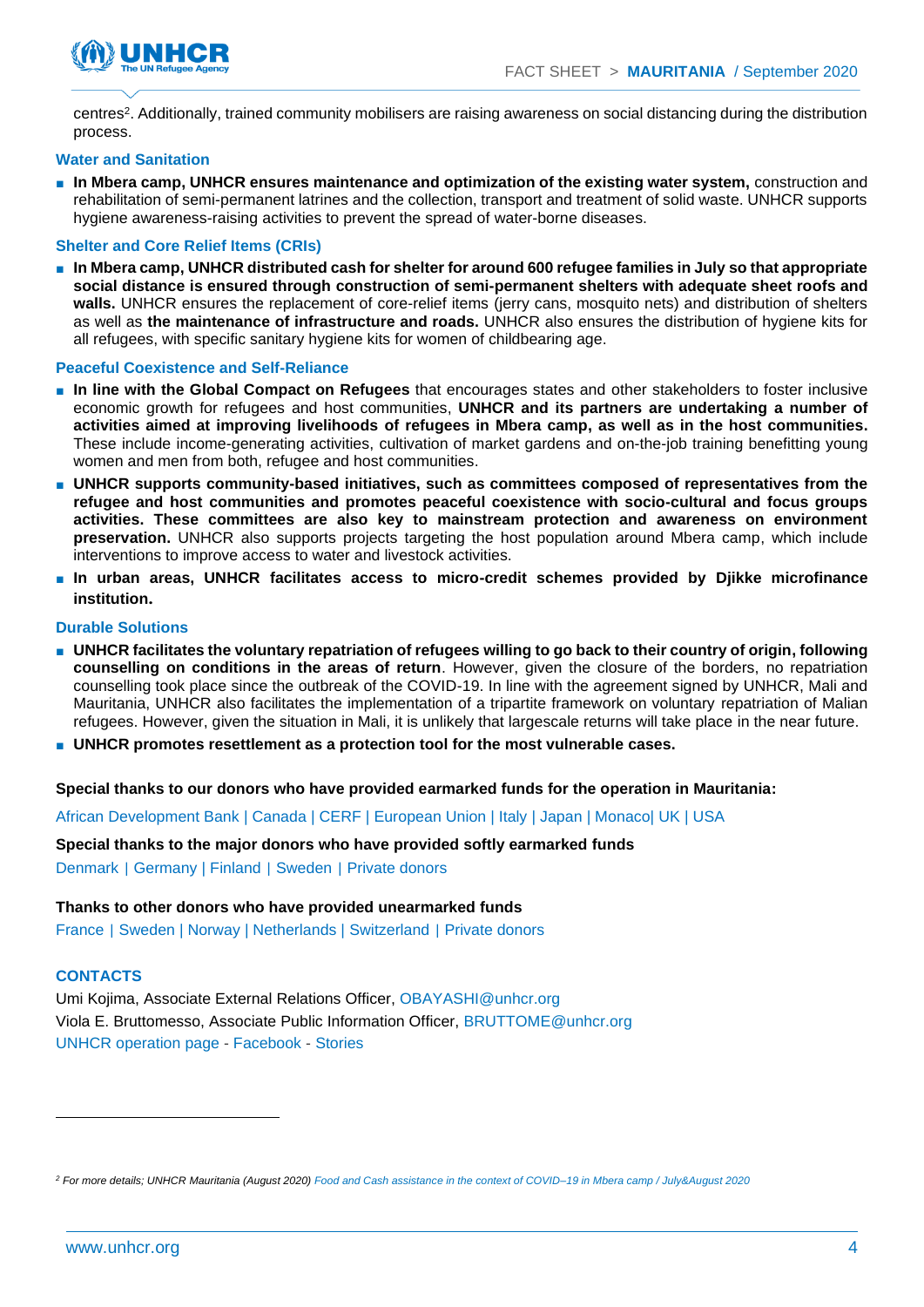centres[2]. Additionally, trained community mobilisers are raising awareness on social distancing during the distribution process.

### Water and Sanitation

- **In Mbera camp, UNHCR ensures maintenance and optimization of the existing water system,** construction and rehabilitation of semi-permanent latrines and the collection, transport and treatment of solid waste. UNHCR supports hygiene awareness-raising activities to prevent the spread of water-borne diseases.

### Shelter and Core Relief Items (CRIs)

- **In Mbera camp, UNHCR distributed cash for shelter for around 600 refugee families in July so that appropriate social distance is ensured through construction of semi-permanent shelters with adequate sheet roofs and walls.** UNHCR ensures the replacement of core-relief items (jerry cans, mosquito nets) and distribution of shelters as well as **the maintenance of infrastructure and roads.** UNHCR also ensures the distribution of hygiene kits for all refugees, with specific sanitary hygiene kits for women of childbearing age.

### Peaceful Coexistence and Self-Reliance

- **In line with the Global Compact on Refugees** that encourages states and other stakeholders to foster inclusive economic growth for refugees and host communities, **UNHCR and its partners are undertaking a number of activities aimed at improving livelihoods of refugees in Mbera camp, as well as in the host communities.** These include income-generating activities, cultivation of market gardens and on-the-job training benefitting young women and men from both, refugee and host communities.
- **UNHCR supports community-based initiatives, such as committees composed of representatives from the refugee and host communities and promotes peaceful coexistence with socio-cultural and focus groups activities. These committees are also key to mainstream protection and awareness on environment preservation.** UNHCR also supports projects targeting the host population around Mbera camp, which include interventions to improve access to water and livestock activities.
- **In urban areas, UNHCR facilitates access to micro-credit schemes provided by Djikke microfinance institution.**

### Durable Solutions

- **UNHCR facilitates the voluntary repatriation of refugees willing to go back to their country of origin, following counselling on conditions in the areas of return**. However, given the closure of the borders, no repatriation counselling took place since the outbreak of the COVID-19. In line with the agreement signed by UNHCR, Mali and Mauritania, UNHCR also facilitates the implementation of a tripartite framework on voluntary repatriation of Malian refugees. However, given the situation in Mali, it is unlikely that largescale returns will take place in the near future.
- **UNHCR promotes resettlement as a protection tool for the most vulnerable cases.**

**Special thanks to our donors who have provided earmarked funds for the operation in Mauritania:**

African Development Bank | Canada | CERF | European Union | Italy | Japan | Monaco| UK | USA

**Special thanks to the major donors who have provided softly earmarked funds**

Denmark | Germany | Finland | Sweden | Private donors

**Thanks to other donors who have provided unearmarked funds**

France | Sweden | Norway | Netherlands | Switzerland | Private donors

### CONTACTS

Umi Kojima, Associate External Relations Officer, OBAYASHI@unhcr.org
Viola E. Bruttomesso, Associate Public Information Officer, BRUTTOME@unhcr.org
UNHCR operation page - Facebook - Stories

---

[2] *For more details; UNHCR Mauritania (August 2020) Food and Cash assistance in the context of COVID–19 in Mbera camp / July&August 2020*